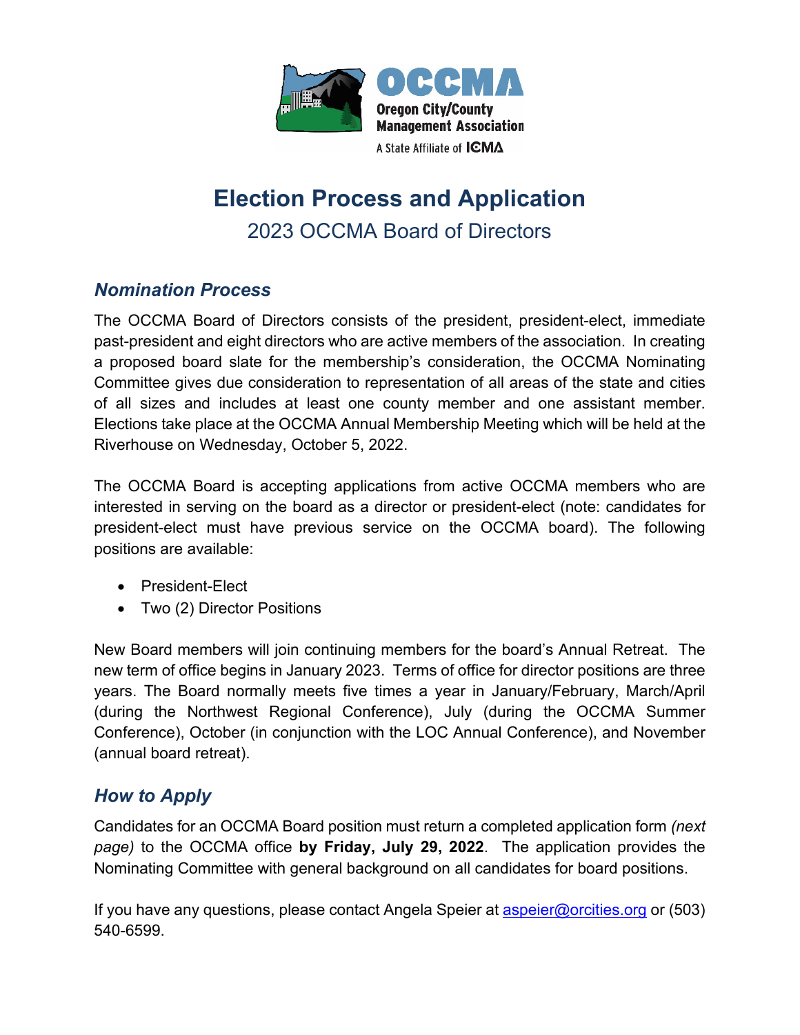OCCMA
Oregon City/County Management Association
A State Affiliate of ICMA

# Election Process and Application

2023 OCCMA Board of Directors

## *Nomination Process*

The OCCMA Board of Directors consists of the president, president-elect, immediate past-president and eight directors who are active members of the association. In creating a proposed board slate for the membership's consideration, the OCCMA Nominating Committee gives due consideration to representation of all areas of the state and cities of all sizes and includes at least one county member and one assistant member. Elections take place at the OCCMA Annual Membership Meeting which will be held at the Riverhouse on Wednesday, October 5, 2022.

The OCCMA Board is accepting applications from active OCCMA members who are interested in serving on the board as a director or president-elect (note: candidates for president-elect must have previous service on the OCCMA board). The following positions are available:

- President-Elect
- Two (2) Director Positions

New Board members will join continuing members for the board's Annual Retreat. The new term of office begins in January 2023. Terms of office for director positions are three years. The Board normally meets five times a year in January/February, March/April (during the Northwest Regional Conference), July (during the OCCMA Summer Conference), October (in conjunction with the LOC Annual Conference), and November (annual board retreat).

## *How to Apply*

Candidates for an OCCMA Board position must return a completed application form *(next page)* to the OCCMA office **by Friday, July 29, 2022**. The application provides the Nominating Committee with general background on all candidates for board positions.

If you have any questions, please contact Angela Speier at aspeier@orcities.org or (503) 540-6599.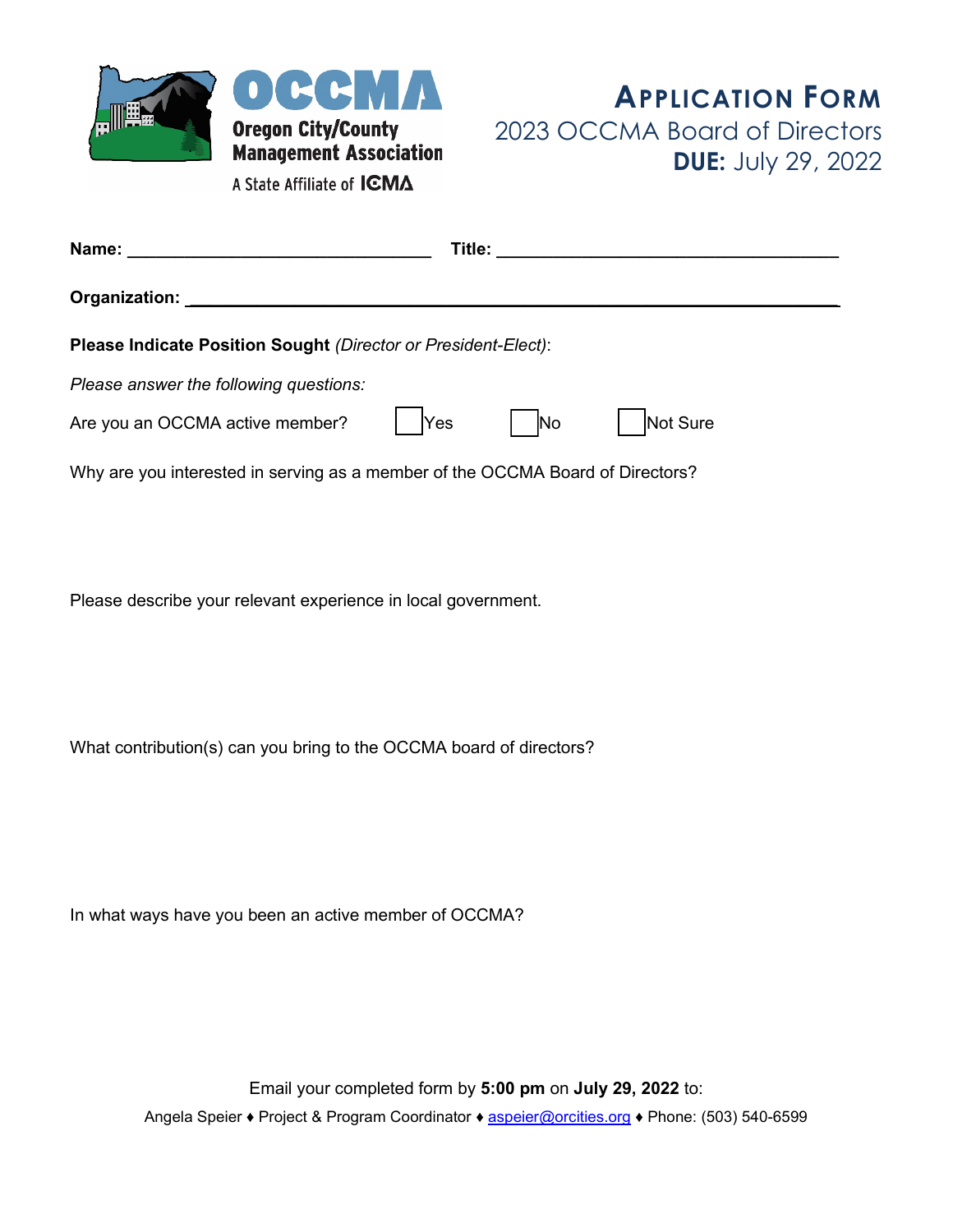OCCMA
Oregon City/County Management Association
A State Affiliate of ICMA

# APPLICATION FORM

## 2023 OCCMA Board of Directors

**DUE:** July 29, 2022

**Name:** ______________________________ **Title:** ________________________________

**Organization:** ______________________________________________________________

**Please Indicate Position Sought** *(Director or President-Elect)*:

*Please answer the following questions:*

Are you an OCCMA active member? ☐ Yes ☐ No ☐ Not Sure

Why are you interested in serving as a member of the OCCMA Board of Directors?

Please describe your relevant experience in local government.

What contribution(s) can you bring to the OCCMA board of directors?

In what ways have you been an active member of OCCMA?

Email your completed form by **5:00 pm** on **July 29, 2022** to:

Angela Speier ♦ Project & Program Coordinator ♦ aspeier@orcities.org ♦ Phone: (503) 540-6599